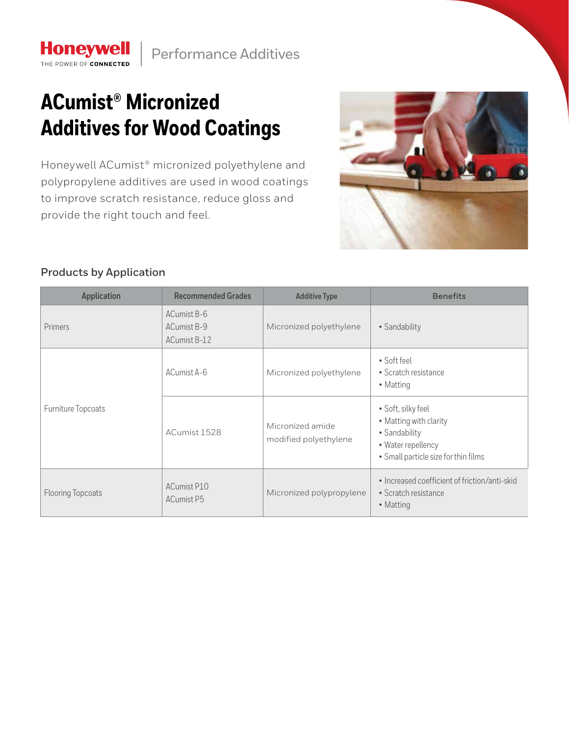Honeywell | Performance Additives

# ACumist® Micronized Additives for Wood Coatings

Honeywell ACumist® micronized polyethylene and polypropylene additives are used in wood coatings to improve scratch resistance, reduce gloss and provide the right touch and feel.

## Products by Application

| Application | Recommended Grades | Additive Type | Benefits |
|---|---|---|---|
| Primers | ACumist B-6<br>ACumist B-9<br>ACumist B-12 | Micronized polyethylene | • Sandability |
| Furniture Topcoats | ACumist A-6 | Micronized polyethylene | • Soft feel<br>• Scratch resistance<br>• Matting |
| | ACumist 1528 | Micronized amide modified polyethylene | • Soft, silky feel<br>• Matting with clarity<br>• Sandability<br>• Water repellency<br>• Small particle size for thin films |
| Flooring Topcoats | ACumist P10<br>ACumist P5 | Micronized polypropylene | • Increased coefficient of friction/anti-skid<br>• Scratch resistance<br>• Matting |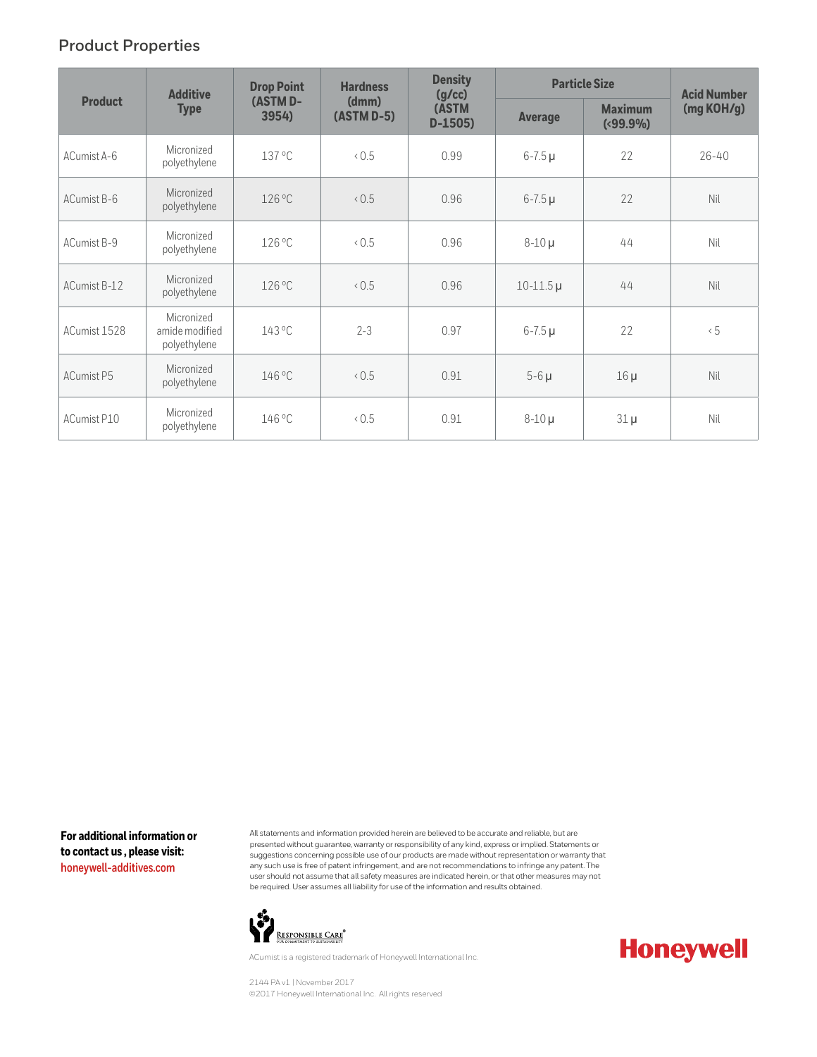## Product Properties

| Product | Additive Type | Drop Point (ASTM D-3954) | Hardness (dmm) (ASTM D-5) | Density (g/cc) (ASTM D-1505) | Particle Size | | Acid Number (mg KOH/g) |
|---|---|---|---|---|---|---|---|
| | | | | | Average | Maximum (<99.9%) | |
| ACumist A-6 | Micronized polyethylene | 137 °C | < 0.5 | 0.99 | 6-7.5 μ | 22 | 26-40 |
| ACumist B-6 | Micronized polyethylene | 126 °C | < 0.5 | 0.96 | 6-7.5 μ | 22 | Nil |
| ACumist B-9 | Micronized polyethylene | 126 °C | < 0.5 | 0.96 | 8-10 μ | 44 | Nil |
| ACumist B-12 | Micronized polyethylene | 126 °C | < 0.5 | 0.96 | 10-11.5 μ | 44 | Nil |
| ACumist 1528 | Micronized amide modified polyethylene | 143 °C | 2-3 | 0.97 | 6-7.5 μ | 22 | < 5 |
| ACumist P5 | Micronized polyethylene | 146 °C | < 0.5 | 0.91 | 5-6 μ | 16 μ | Nil |
| ACumist P10 | Micronized polyethylene | 146 °C | < 0.5 | 0.91 | 8-10 μ | 31 μ | Nil |

**For additional information or to contact us , please visit:**
honeywell-additives.com

All statements and information provided herein are believed to be accurate and reliable, but are presented without guarantee, warranty or responsibility of any kind, express or implied. Statements or suggestions concerning possible use of our products are made without representation or warranty that any such use is free of patent infringement, and are not recommendations to infringe any patent. The user should not assume that all safety measures are indicated herein, or that other measures may not be required. User assumes all liability for use of the information and results obtained.

RESPONSIBLE CARE® OUR COMMITMENT TO SUSTAINABILITY

ACumist is a registered trademark of Honeywell International Inc.

Honeywell

2144 PA v1 | November 2017
©2017 Honeywell International Inc. All rights reserved